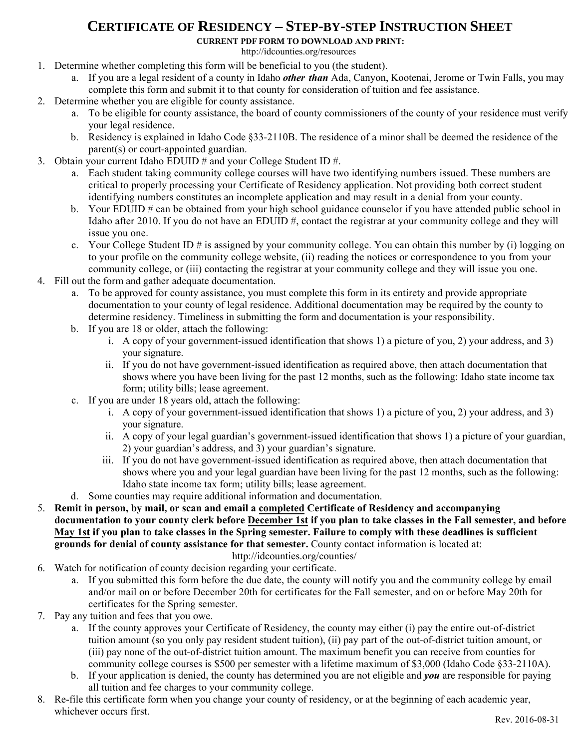# CERTIFICATE OF RESIDENCY – STEP-BY-STEP INSTRUCTION SHEET

**CURRENT PDF FORM TO DOWNLOAD AND PRINT:**
http://idcounties.org/resources

1. Determine whether completing this form will be beneficial to you (the student).
   a. If you are a legal resident of a county in Idaho ***other than*** Ada, Canyon, Kootenai, Jerome or Twin Falls, you may complete this form and submit it to that county for consideration of tuition and fee assistance.
2. Determine whether you are eligible for county assistance.
   a. To be eligible for county assistance, the board of county commissioners of the county of your residence must verify your legal residence.
   b. Residency is explained in Idaho Code §33-2110B. The residence of a minor shall be deemed the residence of the parent(s) or court-appointed guardian.
3. Obtain your current Idaho EDUID # and your College Student ID #.
   a. Each student taking community college courses will have two identifying numbers issued. These numbers are critical to properly processing your Certificate of Residency application. Not providing both correct student identifying numbers constitutes an incomplete application and may result in a denial from your county.
   b. Your EDUID # can be obtained from your high school guidance counselor if you have attended public school in Idaho after 2010. If you do not have an EDUID #, contact the registrar at your community college and they will issue you one.
   c. Your College Student ID # is assigned by your community college. You can obtain this number by (i) logging on to your profile on the community college website, (ii) reading the notices or correspondence to you from your community college, or (iii) contacting the registrar at your community college and they will issue you one.
4. Fill out the form and gather adequate documentation.
   a. To be approved for county assistance, you must complete this form in its entirety and provide appropriate documentation to your county of legal residence. Additional documentation may be required by the county to determine residency. Timeliness in submitting the form and documentation is your responsibility.
   b. If you are 18 or older, attach the following:
      i. A copy of your government-issued identification that shows 1) a picture of you, 2) your address, and 3) your signature.
      ii. If you do not have government-issued identification as required above, then attach documentation that shows where you have been living for the past 12 months, such as the following: Idaho state income tax form; utility bills; lease agreement.
   c. If you are under 18 years old, attach the following:
      i. A copy of your government-issued identification that shows 1) a picture of you, 2) your address, and 3) your signature.
      ii. A copy of your legal guardian's government-issued identification that shows 1) a picture of your guardian, 2) your guardian's address, and 3) your guardian's signature.
      iii. If you do not have government-issued identification as required above, then attach documentation that shows where you and your legal guardian have been living for the past 12 months, such as the following: Idaho state income tax form; utility bills; lease agreement.
   d. Some counties may require additional information and documentation.
5. **Remit in person, by mail, or scan and email a <u>completed</u> Certificate of Residency and accompanying documentation to your county clerk before <u>December 1st</u> if you plan to take classes in the Fall semester, and before <u>May 1st</u> if you plan to take classes in the Spring semester. Failure to comply with these deadlines is sufficient grounds for denial of county assistance for that semester.** County contact information is located at: http://idcounties.org/counties/
6. Watch for notification of county decision regarding your certificate.
   a. If you submitted this form before the due date, the county will notify you and the community college by email and/or mail on or before December 20th for certificates for the Fall semester, and on or before May 20th for certificates for the Spring semester.
7. Pay any tuition and fees that you owe.
   a. If the county approves your Certificate of Residency, the county may either (i) pay the entire out-of-district tuition amount (so you only pay resident student tuition), (ii) pay part of the out-of-district tuition amount, or (iii) pay none of the out-of-district tuition amount. The maximum benefit you can receive from counties for community college courses is $500 per semester with a lifetime maximum of $3,000 (Idaho Code §33-2110A).
   b. If your application is denied, the county has determined you are not eligible and ***you*** are responsible for paying all tuition and fee charges to your community college.
8. Re-file this certificate form when you change your county of residency, or at the beginning of each academic year, whichever occurs first.

Rev. 2016-08-31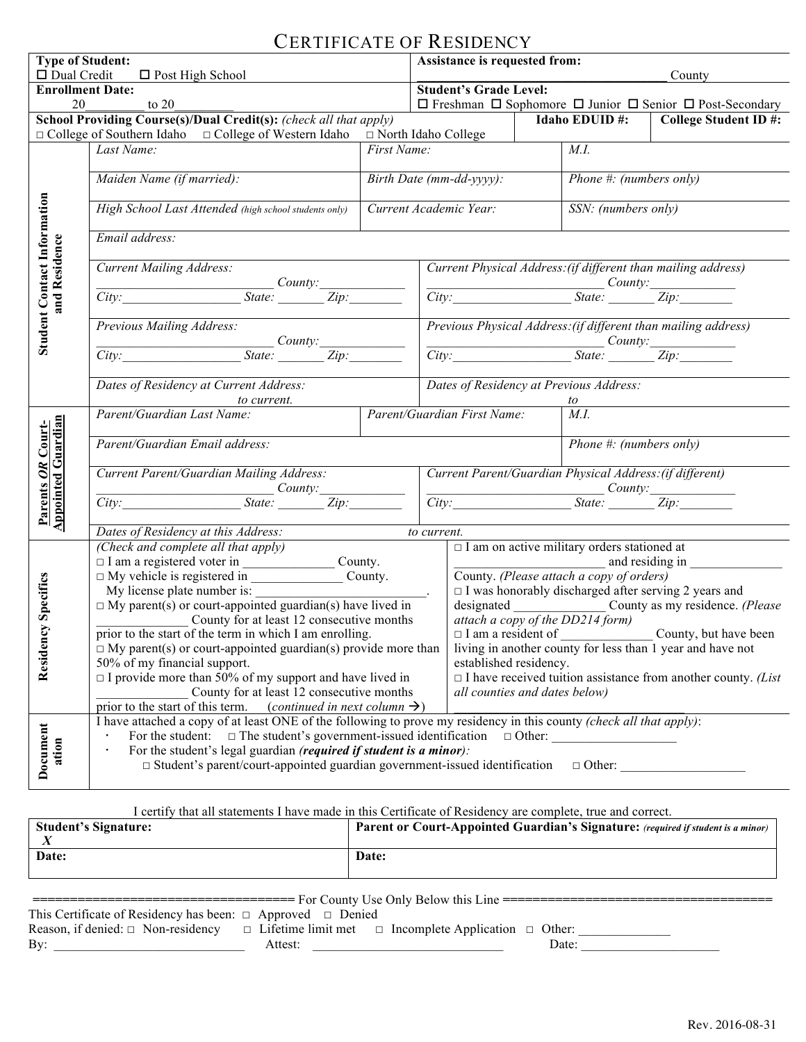# CERTIFICATE OF RESIDENCY

| | | | |
|---|---|---|---|
| **Type of Student:** ☐ Dual Credit ☐ Post High School | | **Assistance is requested from:** _______________ County | |
| **Enrollment Date:** 20________ to 20________ | | **Student's Grade Level:** ☐ Freshman ☐ Sophomore ☐ Junior ☐ Senior ☐ Post-Secondary | |
| **School Providing Course(s)/Dual Credit(s):** *(check all that apply)* □ College of Southern Idaho □ College of Western Idaho □ North Idaho College | | **Idaho EDUID #:** | **College Student ID #:** |

## Student Contact Information and Residence

| | | |
|---|---|---|
| *Last Name:* | *First Name:* | *M.I.* |
| *Maiden Name (if married):* | *Birth Date (mm-dd-yyyy):* | *Phone #: (numbers only)* |
| *High School Last Attended (high school students only)* | *Current Academic Year:* | *SSN: (numbers only)* |
| *Email address:* | | |

| | |
|---|---|
| *Current Mailing Address:* ________________ *County:* ________ *City:* ____________ *State:* ______ *Zip:* ______ | *Current Physical Address: (if different than mailing address)* ________________ *County:* ________ *City:* ____________ *State:* ______ *Zip:* ______ |
| *Previous Mailing Address:* ________________ *County:* ________ *City:* ____________ *State:* ______ *Zip:* ______ | *Previous Physical Address: (if different than mailing address)* ________________ *County:* ________ *City:* ____________ *State:* ______ *Zip:* ______ |
| *Dates of Residency at Current Address:* _______ *to current.* | *Dates of Residency at Previous Address:* _______ *to* _______ |

## Parents *OR* Court-Appointed Guardian

| | | |
|---|---|---|
| *Parent/Guardian Last Name:* | *Parent/Guardian First Name:* | *M.I.* |
| *Parent/Guardian Email address:* | | *Phone #: (numbers only)* |

| | |
|---|---|
| *Current Parent/Guardian Mailing Address:* ________________ *County:* ________ *City:* ____________ *State:* ______ *Zip:* ______ | *Current Parent/Guardian Physical Address: (if different)* ________________ *County:* ________ *City:* ____________ *State:* ______ *Zip:* ______ |
| *Dates of Residency at this Address:* _______ *to current.* | |

## Residency Specifics

*(Check and complete all that apply)*

- □ I am a registered voter in ______________ County.
- □ My vehicle is registered in ______________ County. My license plate number is: ________________________.
- □ My parent(s) or court-appointed guardian(s) have lived in ______________ County for at least 12 consecutive months prior to the start of the term in which I am enrolling.
- □ My parent(s) or court-appointed guardian(s) provide more than 50% of my financial support.
- □ I provide more than 50% of my support and have lived in ______________ County for at least 12 consecutive months prior to the start of this term. *(continued in next column →)*
- □ I am on active military orders stationed at ______________________ and residing in ______________ County. *(Please attach a copy of orders)*
- □ I was honorably discharged after serving 2 years and designated ______________ County as my residence. *(Please attach a copy of the DD214 form)*
- □ I am a resident of ______________ County, but have been living in another county for less than 1 year and have not established residency.
- □ I have received tuition assistance from another county. *(List all counties and dates below)*

______________________________

## Documentation

I have attached a copy of at least ONE of the following to prove my residency in this county *(check all that apply)*:

- For the student: □ The student's government-issued identification □ Other: ___________________
- For the student's legal guardian ***(required if student is a minor)***:
  - □ Student's parent/court-appointed guardian government-issued identification □ Other: ___________________

I certify that all statements I have made in this Certificate of Residency are complete, true and correct.

| | |
|---|---|
| **Student's Signature:** ***X*** | **Parent or Court-Appointed Guardian's Signature:** *(required if student is a minor)* |
| **Date:** | **Date:** |

=================================== For County Use Only Below this Line ===================================

This Certificate of Residency has been: □ Approved □ Denied

Reason, if denied: □ Non-residency □ Lifetime limit met □ Incomplete Application □ Other: ______________

By: _____________________________ Attest: _____________________________ Date: ____________________

Rev. 2016-08-31